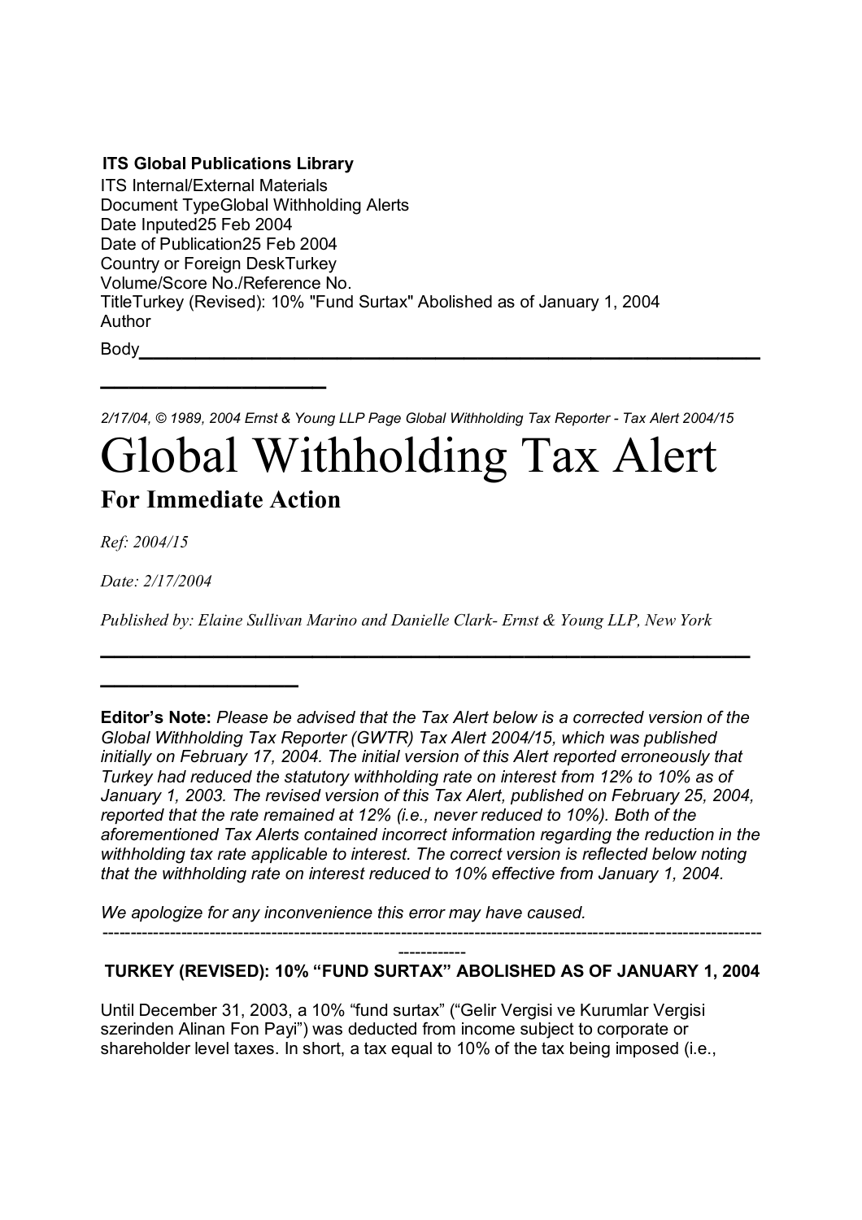**ITS Global Publications Library**

ITS Internal/External Materials
Document TypeGlobal Withholding Alerts
Date Inputed25 Feb 2004
Date of Publication25 Feb 2004
Country or Foreign DeskTurkey
Volume/Score No./Reference No.
TitleTurkey (Revised): 10% "Fund Surtax" Abolished as of January 1, 2004
Author
Body

---

*2/17/04, © 1989, 2004 Ernst & Young LLP Page Global Withholding Tax Reporter - Tax Alert 2004/15*

# Global Withholding Tax Alert

## For Immediate Action

*Ref: 2004/15*

*Date: 2/17/2004*

*Published by: Elaine Sullivan Marino and Danielle Clark- Ernst & Young LLP, New York*

---

**Editor's Note:** *Please be advised that the Tax Alert below is a corrected version of the Global Withholding Tax Reporter (GWTR) Tax Alert 2004/15, which was published initially on February 17, 2004. The initial version of this Alert reported erroneously that Turkey had reduced the statutory withholding rate on interest from 12% to 10% as of January 1, 2003. The revised version of this Tax Alert, published on February 25, 2004, reported that the rate remained at 12% (i.e., never reduced to 10%). Both of the aforementioned Tax Alerts contained incorrect information regarding the reduction in the withholding tax rate applicable to interest. The correct version is reflected below noting that the withholding rate on interest reduced to 10% effective from January 1, 2004.*

*We apologize for any inconvenience this error may have caused.*

---

**TURKEY (REVISED): 10% "FUND SURTAX" ABOLISHED AS OF JANUARY 1, 2004**

Until December 31, 2003, a 10% "fund surtax" ("Gelir Vergisi ve Kurumlar Vergisi szerinden Alinan Fon Payi") was deducted from income subject to corporate or shareholder level taxes. In short, a tax equal to 10% of the tax being imposed (i.e.,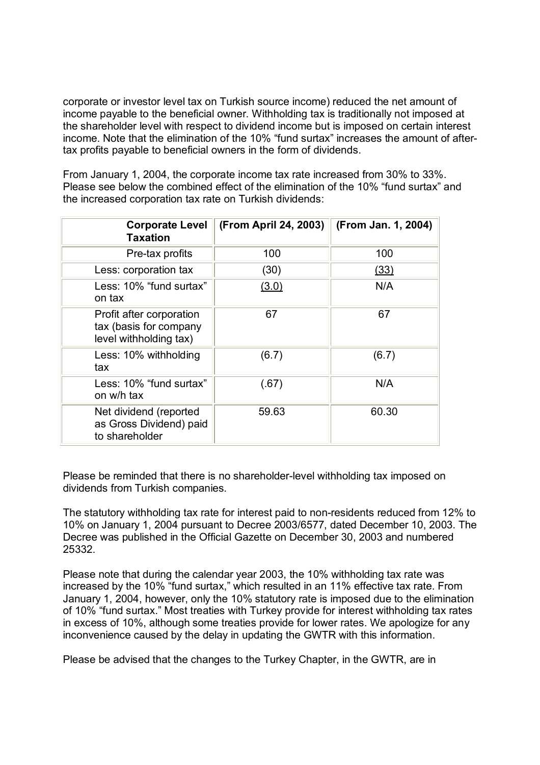corporate or investor level tax on Turkish source income) reduced the net amount of income payable to the beneficial owner. Withholding tax is traditionally not imposed at the shareholder level with respect to dividend income but is imposed on certain interest income. Note that the elimination of the 10% "fund surtax" increases the amount of after-tax profits payable to beneficial owners in the form of dividends.

From January 1, 2004, the corporate income tax rate increased from 30% to 33%. Please see below the combined effect of the elimination of the 10% "fund surtax" and the increased corporation tax rate on Turkish dividends:

| **Corporate Level Taxation** | **(From April 24, 2003)** | **(From Jan. 1, 2004)** |
|---|---|---|
| Pre-tax profits | 100 | 100 |
| Less: corporation tax | (30) | (33) |
| Less: 10% "fund surtax" on tax | (3.0) | N/A |
| Profit after corporation tax (basis for company level withholding tax) | 67 | 67 |
| Less: 10% withholding tax | (6.7) | (6.7) |
| Less: 10% "fund surtax" on w/h tax | (.67) | N/A |
| Net dividend (reported as Gross Dividend) paid to shareholder | 59.63 | 60.30 |

Please be reminded that there is no shareholder-level withholding tax imposed on dividends from Turkish companies.

The statutory withholding tax rate for interest paid to non-residents reduced from 12% to 10% on January 1, 2004 pursuant to Decree 2003/6577, dated December 10, 2003. The Decree was published in the Official Gazette on December 30, 2003 and numbered 25332.

Please note that during the calendar year 2003, the 10% withholding tax rate was increased by the 10% "fund surtax," which resulted in an 11% effective tax rate. From January 1, 2004, however, only the 10% statutory rate is imposed due to the elimination of 10% "fund surtax." Most treaties with Turkey provide for interest withholding tax rates in excess of 10%, although some treaties provide for lower rates. We apologize for any inconvenience caused by the delay in updating the GWTR with this information.

Please be advised that the changes to the Turkey Chapter, in the GWTR, are in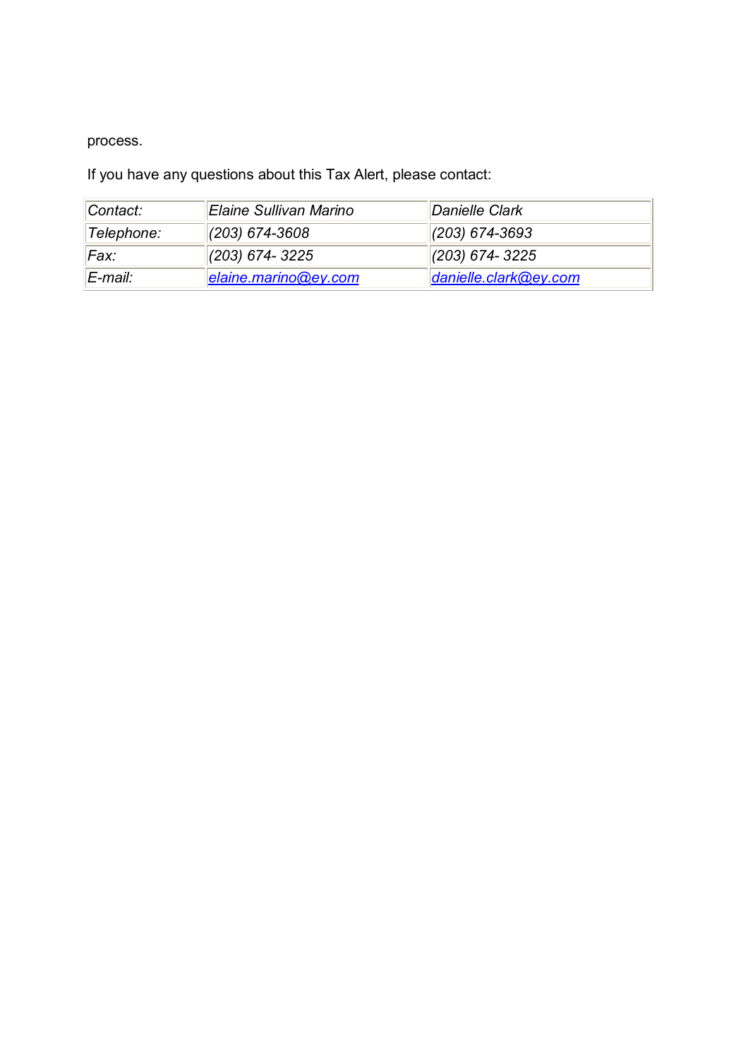process.

If you have any questions about this Tax Alert, please contact:

| | | |
|---|---|---|
| *Contact:* | *Elaine Sullivan Marino* | *Danielle Clark* |
| *Telephone:* | *(203) 674-3608* | *(203) 674-3693* |
| *Fax:* | *(203) 674- 3225* | *(203) 674- 3225* |
| *E-mail:* | *elaine.marino@ey.com* | *danielle.clark@ey.com* |